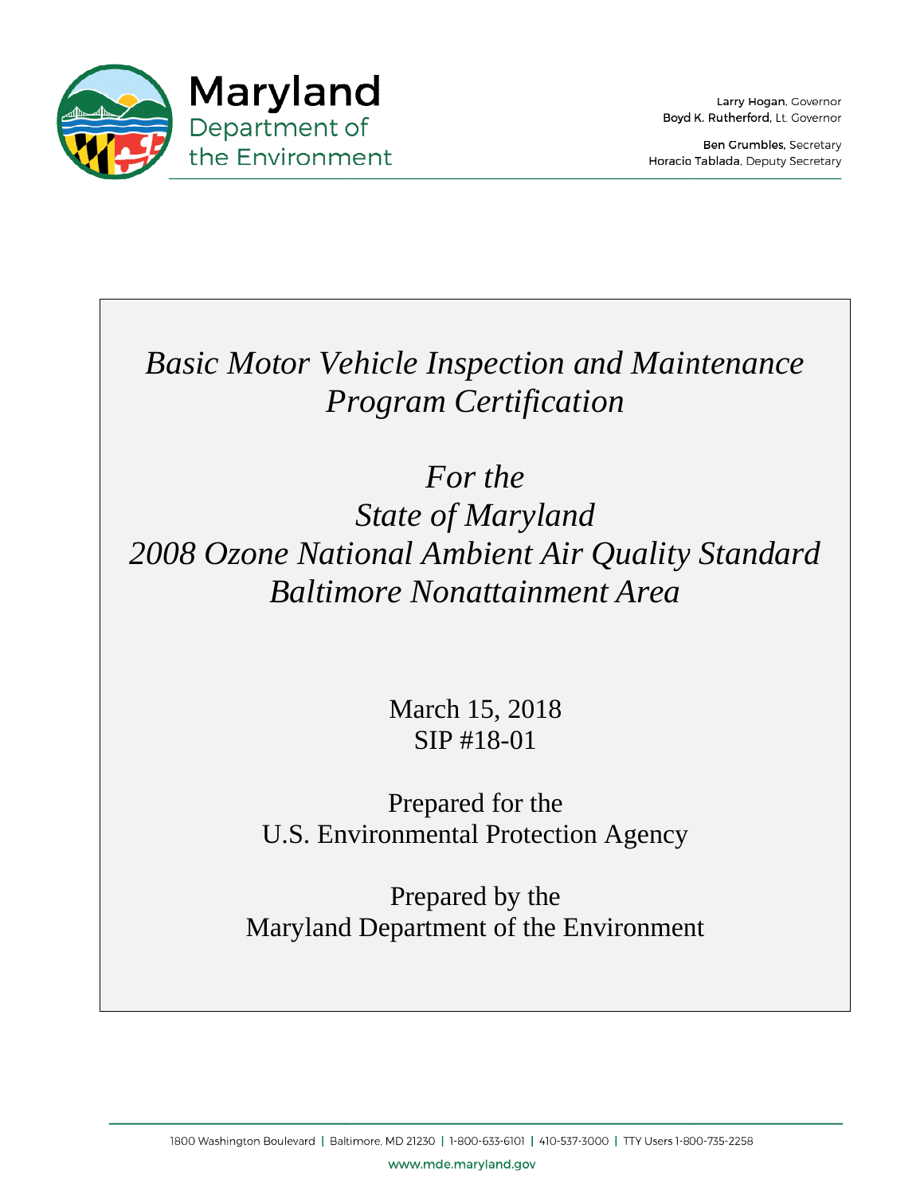Maryland
Department of
the Environment

Larry Hogan, Governor
Boyd K. Rutherford, Lt. Governor

Ben Grumbles, Secretary
Horacio Tablada, Deputy Secretary

# *Basic Motor Vehicle Inspection and Maintenance Program Certification*

## *For the State of Maryland 2008 Ozone National Ambient Air Quality Standard Baltimore Nonattainment Area*

March 15, 2018
SIP #18-01

Prepared for the
U.S. Environmental Protection Agency

Prepared by the
Maryland Department of the Environment

1800 Washington Boulevard | Baltimore, MD 21230 | 1-800-633-6101 | 410-537-3000 | TTY Users 1-800-735-2258

www.mde.maryland.gov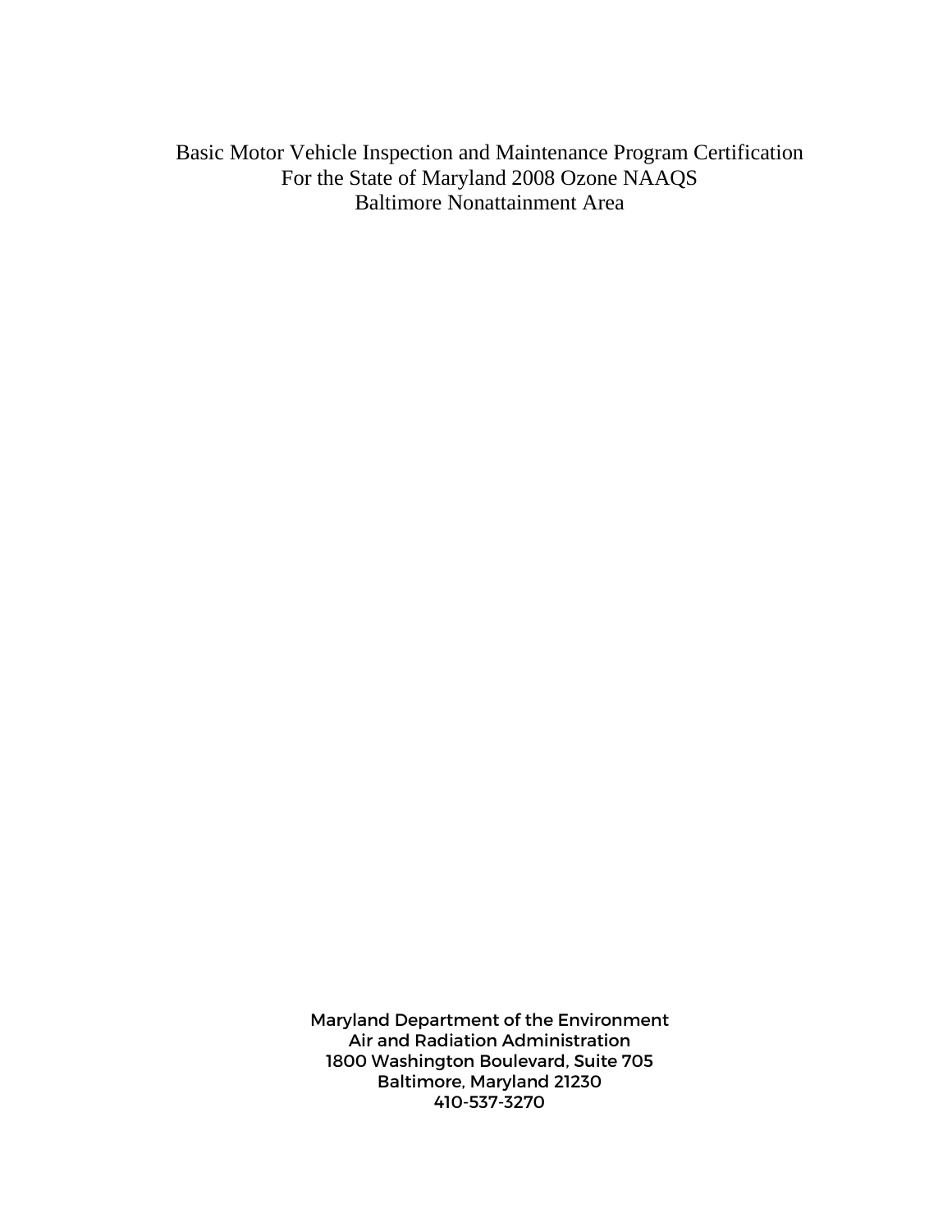# Basic Motor Vehicle Inspection and Maintenance Program Certification
# For the State of Maryland 2008 Ozone NAAQS
# Baltimore Nonattainment Area

Maryland Department of the Environment
Air and Radiation Administration
1800 Washington Boulevard, Suite 705
Baltimore, Maryland 21230
410-537-3270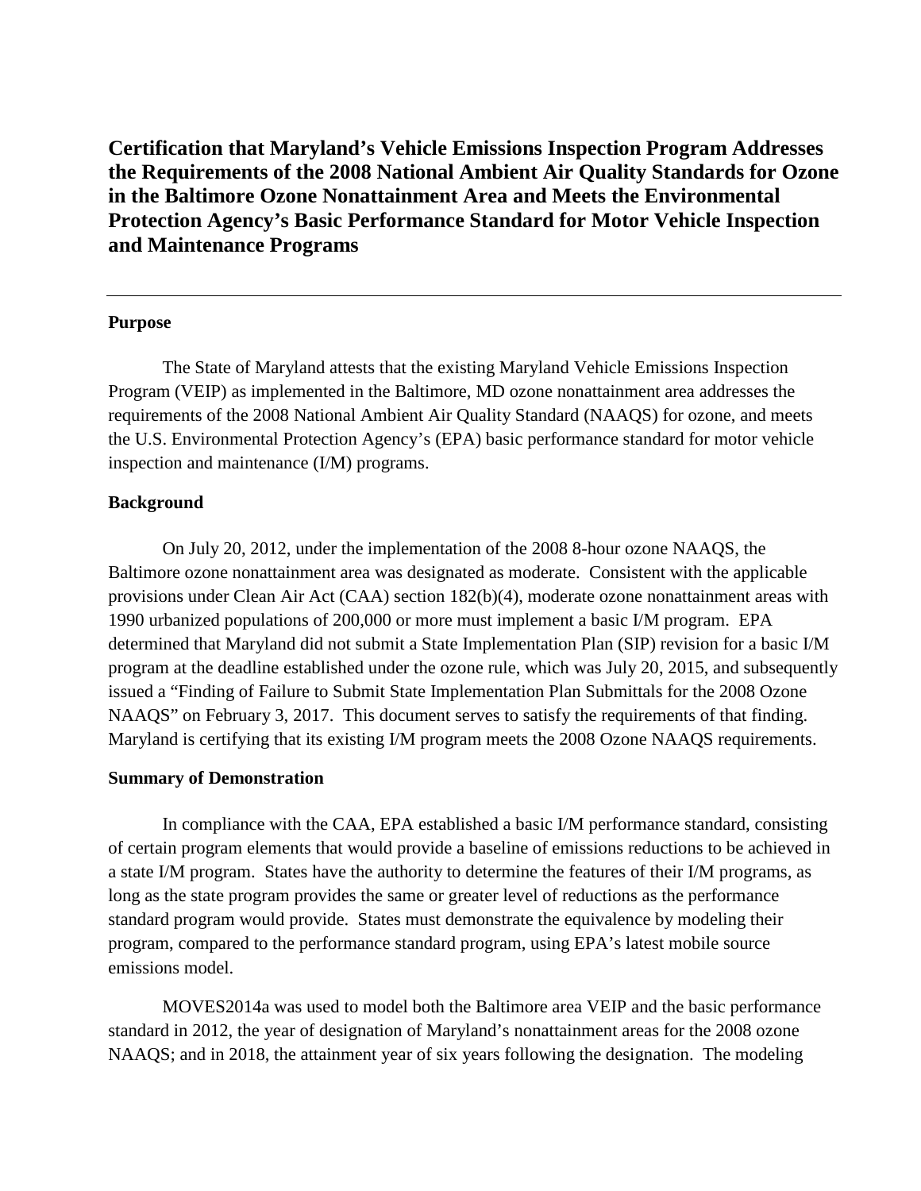# Certification that Maryland's Vehicle Emissions Inspection Program Addresses the Requirements of the 2008 National Ambient Air Quality Standards for Ozone in the Baltimore Ozone Nonattainment Area and Meets the Environmental Protection Agency's Basic Performance Standard for Motor Vehicle Inspection and Maintenance Programs

---

## Purpose

The State of Maryland attests that the existing Maryland Vehicle Emissions Inspection Program (VEIP) as implemented in the Baltimore, MD ozone nonattainment area addresses the requirements of the 2008 National Ambient Air Quality Standard (NAAQS) for ozone, and meets the U.S. Environmental Protection Agency's (EPA) basic performance standard for motor vehicle inspection and maintenance (I/M) programs.

## Background

On July 20, 2012, under the implementation of the 2008 8-hour ozone NAAQS, the Baltimore ozone nonattainment area was designated as moderate. Consistent with the applicable provisions under Clean Air Act (CAA) section 182(b)(4), moderate ozone nonattainment areas with 1990 urbanized populations of 200,000 or more must implement a basic I/M program. EPA determined that Maryland did not submit a State Implementation Plan (SIP) revision for a basic I/M program at the deadline established under the ozone rule, which was July 20, 2015, and subsequently issued a "Finding of Failure to Submit State Implementation Plan Submittals for the 2008 Ozone NAAQS" on February 3, 2017. This document serves to satisfy the requirements of that finding. Maryland is certifying that its existing I/M program meets the 2008 Ozone NAAQS requirements.

## Summary of Demonstration

In compliance with the CAA, EPA established a basic I/M performance standard, consisting of certain program elements that would provide a baseline of emissions reductions to be achieved in a state I/M program. States have the authority to determine the features of their I/M programs, as long as the state program provides the same or greater level of reductions as the performance standard program would provide. States must demonstrate the equivalence by modeling their program, compared to the performance standard program, using EPA's latest mobile source emissions model.

MOVES2014a was used to model both the Baltimore area VEIP and the basic performance standard in 2012, the year of designation of Maryland's nonattainment areas for the 2008 ozone NAAQS; and in 2018, the attainment year of six years following the designation. The modeling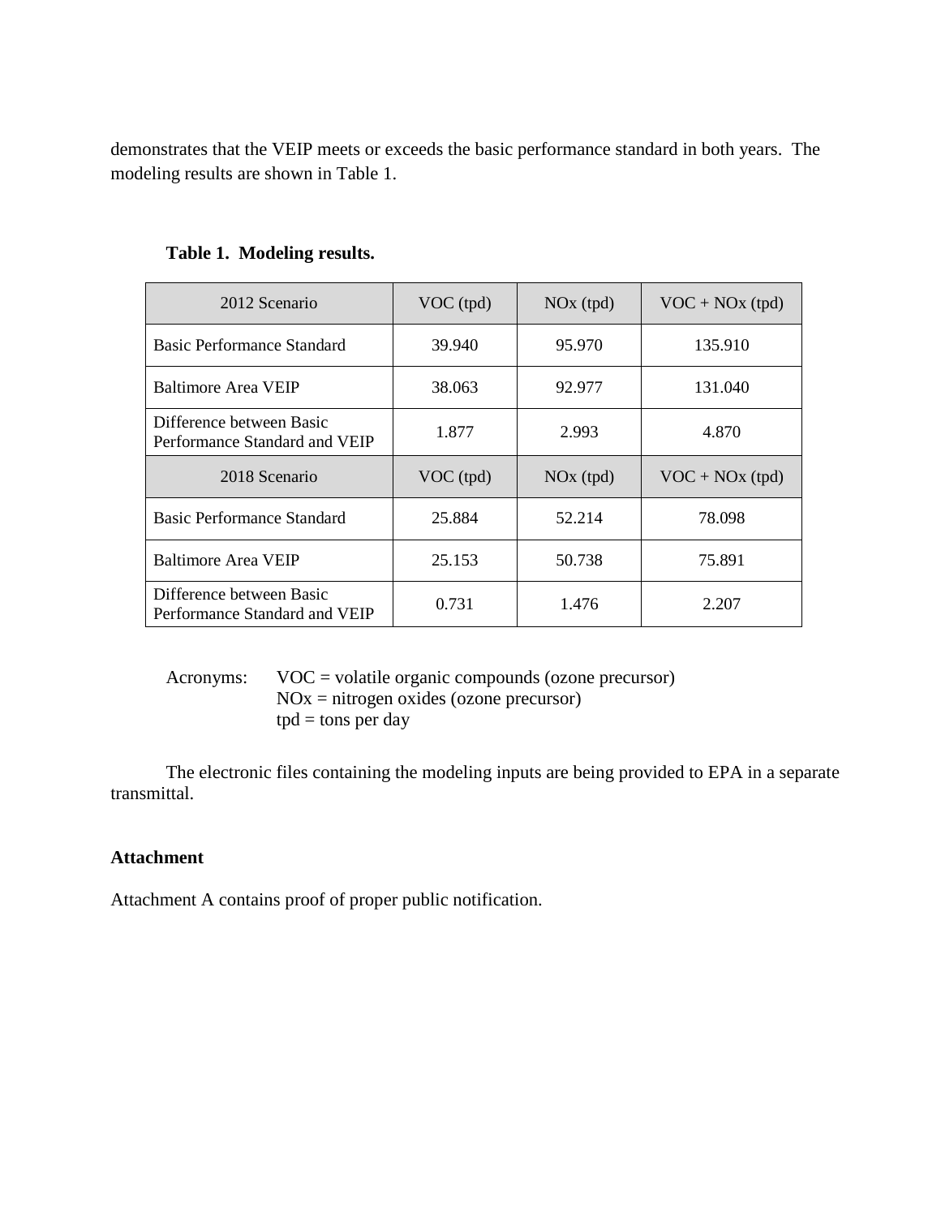demonstrates that the VEIP meets or exceeds the basic performance standard in both years. The modeling results are shown in Table 1.

**Table 1. Modeling results.**

| 2012 Scenario | VOC (tpd) | NOx (tpd) | VOC + NOx (tpd) |
|---|---|---|---|
| Basic Performance Standard | 39.940 | 95.970 | 135.910 |
| Baltimore Area VEIP | 38.063 | 92.977 | 131.040 |
| Difference between Basic Performance Standard and VEIP | 1.877 | 2.993 | 4.870 |
| **2018 Scenario** | **VOC (tpd)** | **NOx (tpd)** | **VOC + NOx (tpd)** |
| Basic Performance Standard | 25.884 | 52.214 | 78.098 |
| Baltimore Area VEIP | 25.153 | 50.738 | 75.891 |
| Difference between Basic Performance Standard and VEIP | 0.731 | 1.476 | 2.207 |

Acronyms: VOC = volatile organic compounds (ozone precursor)
NOx = nitrogen oxides (ozone precursor)
tpd = tons per day

The electronic files containing the modeling inputs are being provided to EPA in a separate transmittal.

**Attachment**

Attachment A contains proof of proper public notification.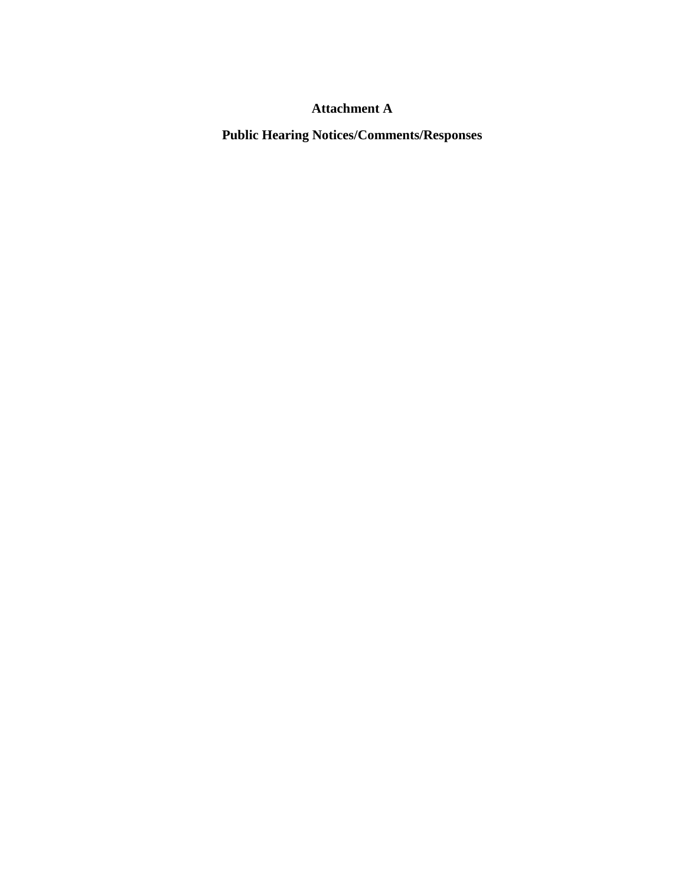# Attachment A

## Public Hearing Notices/Comments/Responses